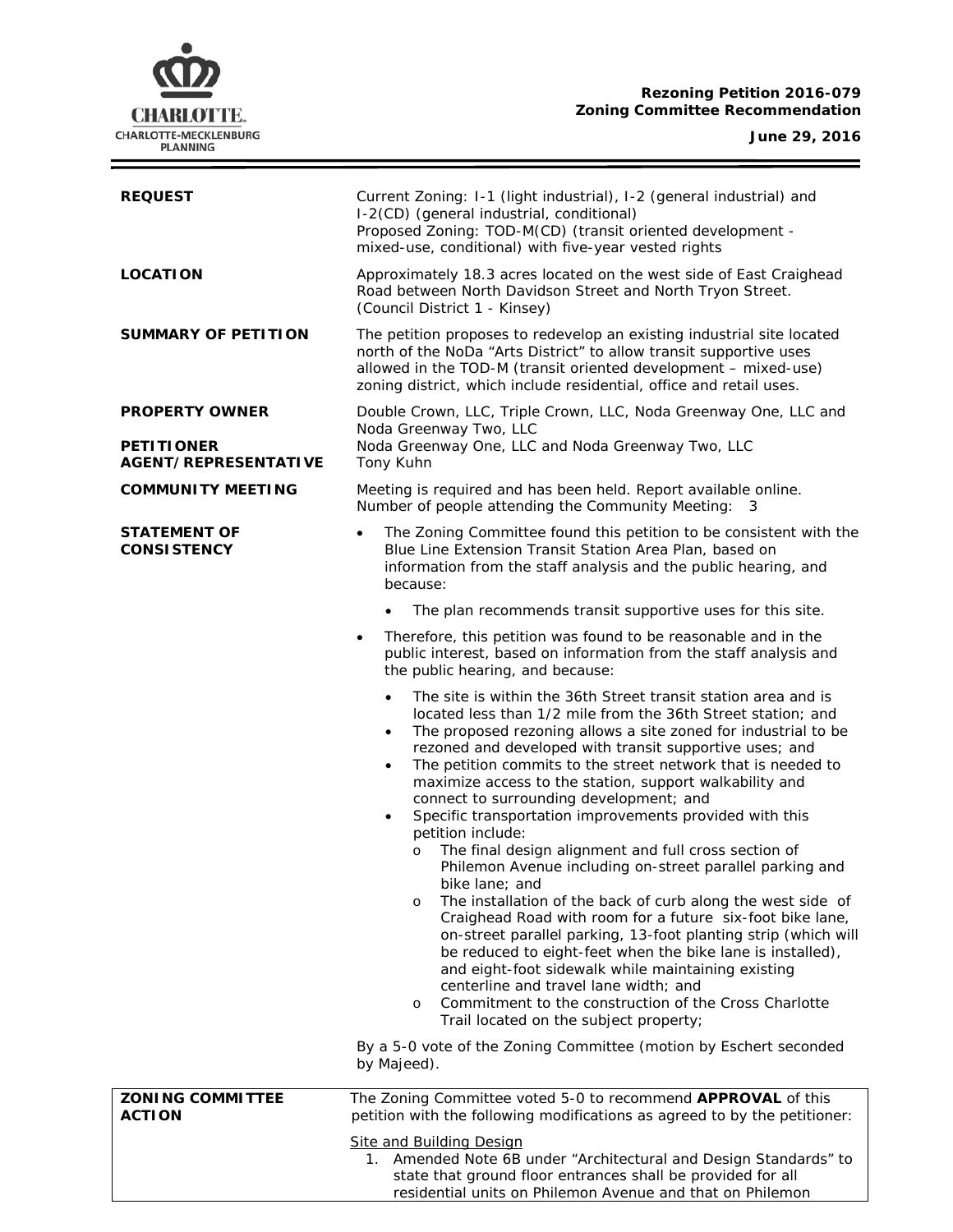**Rezoning Petition 2016-079**
**Zoning Committee Recommendation**

**June 29, 2016**

| | |
|---|---|
| **REQUEST** | Current Zoning: I-1 (light industrial), I-2 (general industrial) and I-2(CD) (general industrial, conditional)<br>Proposed Zoning: TOD-M(CD) (transit oriented development - mixed-use, conditional) with five-year vested rights |
| **LOCATION** | Approximately 18.3 acres located on the west side of East Craighead Road between North Davidson Street and North Tryon Street. (Council District 1 - Kinsey) |
| **SUMMARY OF PETITION** | The petition proposes to redevelop an existing industrial site located north of the NoDa "Arts District" to allow transit supportive uses allowed in the TOD-M (transit oriented development – mixed-use) zoning district, which include residential, office and retail uses. |
| **PROPERTY OWNER** | Double Crown, LLC, Triple Crown, LLC, Noda Greenway One, LLC and Noda Greenway Two, LLC |
| **PETITIONER** | Noda Greenway One, LLC and Noda Greenway Two, LLC |
| **AGENT/REPRESENTATIVE** | Tony Kuhn |
| **COMMUNITY MEETING** | Meeting is required and has been held. Report available online.<br>Number of people attending the Community Meeting: 3 |

**STATEMENT OF CONSISTENCY**

- The Zoning Committee found this petition to be consistent with the Blue Line Extension Transit Station Area Plan, based on information from the staff analysis and the public hearing, and because:
  - The plan recommends transit supportive uses for this site.
- Therefore, this petition was found to be reasonable and in the public interest, based on information from the staff analysis and the public hearing, and because:
  - The site is within the 36th Street transit station area and is located less than 1/2 mile from the 36th Street station; and
  - The proposed rezoning allows a site zoned for industrial to be rezoned and developed with transit supportive uses; and
  - The petition commits to the street network that is needed to maximize access to the station, support walkability and connect to surrounding development; and
  - Specific transportation improvements provided with this petition include:
    - o The final design alignment and full cross section of Philemon Avenue including on-street parallel parking and bike lane; and
    - o The installation of the back of curb along the west side of Craighead Road with room for a future six-foot bike lane, on-street parallel parking, 13-foot planting strip (which will be reduced to eight-feet when the bike lane is installed), and eight-foot sidewalk while maintaining existing centerline and travel lane width; and
    - o Commitment to the construction of the Cross Charlotte Trail located on the subject property;

By a 5-0 vote of the Zoning Committee (motion by Eschert seconded by Majeed).

**ZONING COMMITTEE ACTION**

The Zoning Committee voted 5-0 to recommend **APPROVAL** of this petition with the following modifications as agreed to by the petitioner:

Site and Building Design

1. Amended Note 6B under "Architectural and Design Standards" to state that ground floor entrances shall be provided for all residential units on Philemon Avenue and that on Philemon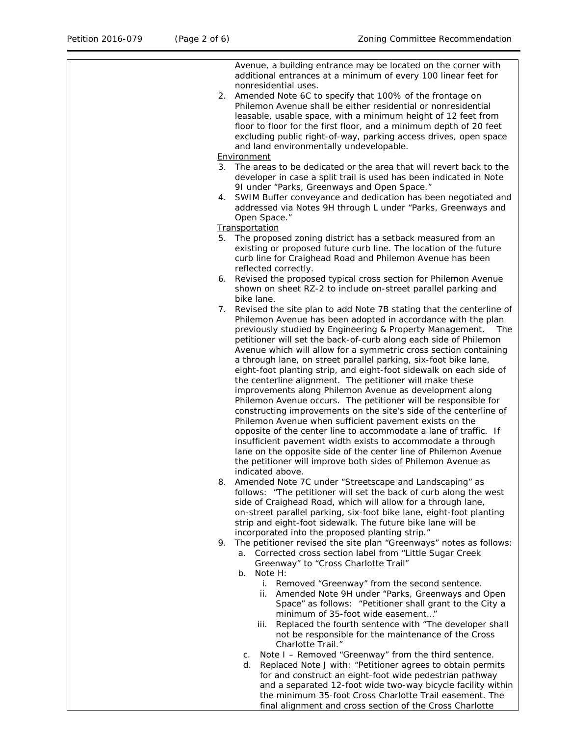Avenue, a building entrance may be located on the corner with additional entrances at a minimum of every 100 linear feet for nonresidential uses.

2. Amended Note 6C to specify that 100% of the frontage on Philemon Avenue shall be either residential or nonresidential leasable, usable space, with a minimum height of 12 feet from floor to floor for the first floor, and a minimum depth of 20 feet excluding public right-of-way, parking access drives, open space and land environmentally undevelopable.

Environment

3. The areas to be dedicated or the area that will revert back to the developer in case a split trail is used has been indicated in Note 9I under "Parks, Greenways and Open Space."
4. SWIM Buffer conveyance and dedication has been negotiated and addressed via Notes 9H through L under "Parks, Greenways and Open Space."

Transportation

5. The proposed zoning district has a setback measured from an existing or proposed future curb line. The location of the future curb line for Craighead Road and Philemon Avenue has been reflected correctly.
6. Revised the proposed typical cross section for Philemon Avenue shown on sheet RZ-2 to include on-street parallel parking and bike lane.
7. Revised the site plan to add Note 7B stating that the centerline of Philemon Avenue has been adopted in accordance with the plan previously studied by Engineering & Property Management. The petitioner will set the back-of-curb along each side of Philemon Avenue which will allow for a symmetric cross section containing a through lane, on street parallel parking, six-foot bike lane, eight-foot planting strip, and eight-foot sidewalk on each side of the centerline alignment. The petitioner will make these improvements along Philemon Avenue as development along Philemon Avenue occurs. The petitioner will be responsible for constructing improvements on the site's side of the centerline of Philemon Avenue when sufficient pavement exists on the opposite of the center line to accommodate a lane of traffic. If insufficient pavement width exists to accommodate a through lane on the opposite side of the center line of Philemon Avenue the petitioner will improve both sides of Philemon Avenue as indicated above.
8. Amended Note 7C under "Streetscape and Landscaping" as follows: "The petitioner will set the back of curb along the west side of Craighead Road, which will allow for a through lane, on-street parallel parking, six-foot bike lane, eight-foot planting strip and eight-foot sidewalk. The future bike lane will be incorporated into the proposed planting strip."
9. The petitioner revised the site plan "Greenways" notes as follows:
   a. Corrected cross section label from "Little Sugar Creek Greenway" to "Cross Charlotte Trail"
   b. Note H:
      i. Removed "Greenway" from the second sentence.
      ii. Amended Note 9H under "Parks, Greenways and Open Space" as follows: "Petitioner shall grant to the City a minimum of 35-foot wide easement…"
      iii. Replaced the fourth sentence with "The developer shall not be responsible for the maintenance of the Cross Charlotte Trail."
   c. Note I – Removed "Greenway" from the third sentence.
   d. Replaced Note J with: "Petitioner agrees to obtain permits for and construct an eight-foot wide pedestrian pathway and a separated 12-foot wide two-way bicycle facility within the minimum 35-foot Cross Charlotte Trail easement. The final alignment and cross section of the Cross Charlotte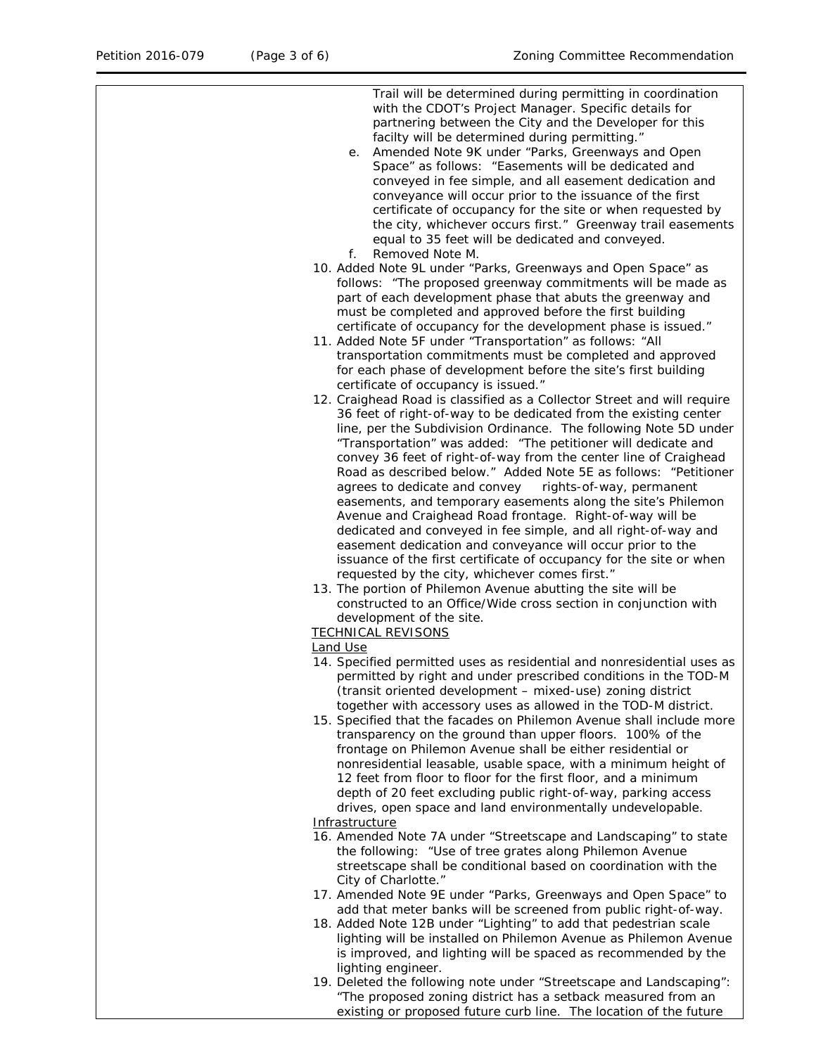Trail will be determined during permitting in coordination with the CDOT's Project Manager. Specific details for partnering between the City and the Developer for this facilty will be determined during permitting."

e. Amended Note 9K under "Parks, Greenways and Open Space" as follows: "Easements will be dedicated and conveyed in fee simple, and all easement dedication and conveyance will occur prior to the issuance of the first certificate of occupancy for the site or when requested by the city, whichever occurs first." Greenway trail easements equal to 35 feet will be dedicated and conveyed.

f. Removed Note M.

10. Added Note 9L under "Parks, Greenways and Open Space" as follows: "The proposed greenway commitments will be made as part of each development phase that abuts the greenway and must be completed and approved before the first building certificate of occupancy for the development phase is issued."
11. Added Note 5F under "Transportation" as follows: "All transportation commitments must be completed and approved for each phase of development before the site's first building certificate of occupancy is issued."
12. Craighead Road is classified as a Collector Street and will require 36 feet of right-of-way to be dedicated from the existing center line, per the Subdivision Ordinance. The following Note 5D under "Transportation" was added: "The petitioner will dedicate and convey 36 feet of right-of-way from the center line of Craighead Road as described below." Added Note 5E as follows: "Petitioner agrees to dedicate and convey rights-of-way, permanent easements, and temporary easements along the site's Philemon Avenue and Craighead Road frontage. Right-of-way will be dedicated and conveyed in fee simple, and all right-of-way and easement dedication and conveyance will occur prior to the issuance of the first certificate of occupancy for the site or when requested by the city, whichever comes first."
13. The portion of Philemon Avenue abutting the site will be constructed to an Office/Wide cross section in conjunction with development of the site.

<u>TECHNICAL REVISONS</u>

<u>Land Use</u>

14. Specified permitted uses as residential and nonresidential uses as permitted by right and under prescribed conditions in the TOD-M (transit oriented development – mixed-use) zoning district together with accessory uses as allowed in the TOD-M district.
15. Specified that the facades on Philemon Avenue shall include more transparency on the ground than upper floors. 100% of the frontage on Philemon Avenue shall be either residential or nonresidential leasable, usable space, with a minimum height of 12 feet from floor to floor for the first floor, and a minimum depth of 20 feet excluding public right-of-way, parking access drives, open space and land environmentally undevelopable.

<u>Infrastructure</u>

16. Amended Note 7A under "Streetscape and Landscaping" to state the following: "Use of tree grates along Philemon Avenue streetscape shall be conditional based on coordination with the City of Charlotte."
17. Amended Note 9E under "Parks, Greenways and Open Space" to add that meter banks will be screened from public right-of-way.
18. Added Note 12B under "Lighting" to add that pedestrian scale lighting will be installed on Philemon Avenue as Philemon Avenue is improved, and lighting will be spaced as recommended by the lighting engineer.
19. Deleted the following note under "Streetscape and Landscaping": "The proposed zoning district has a setback measured from an existing or proposed future curb line. The location of the future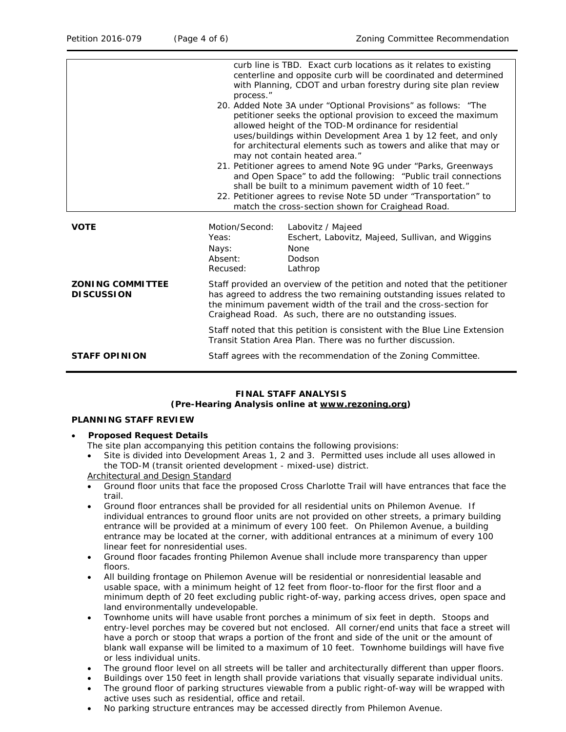| | |
|---|---|
| | curb line is TBD. Exact curb locations as it relates to existing centerline and opposite curb will be coordinated and determined with Planning, CDOT and urban forestry during site plan review process."<br>20. Added Note 3A under "Optional Provisions" as follows: "The petitioner seeks the optional provision to exceed the maximum allowed height of the TOD-M ordinance for residential uses/buildings within Development Area 1 by 12 feet, and only for architectural elements such as towers and alike that may or may not contain heated area."<br>21. Petitioner agrees to amend Note 9G under "Parks, Greenways and Open Space" to add the following: "Public trail connections shall be built to a minimum pavement width of 10 feet."<br>22. Petitioner agrees to revise Note 5D under "Transportation" to match the cross-section shown for Craighead Road. |

| | | |
|---|---|---|
| **VOTE** | Motion/Second: | Labovitz / Majeed |
| | Yeas: | Eschert, Labovitz, Majeed, Sullivan, and Wiggins |
| | Nays: | None |
| | Absent: | Dodson |
| | Recused: | Lathrop |

**ZONING COMMITTEE DISCUSSION**

Staff provided an overview of the petition and noted that the petitioner has agreed to address the two remaining outstanding issues related to the minimum pavement width of the trail and the cross-section for Craighead Road. As such, there are no outstanding issues.

Staff noted that this petition is consistent with the Blue Line Extension Transit Station Area Plan. There was no further discussion.

**STAFF OPINION**

Staff agrees with the recommendation of the Zoning Committee.

## FINAL STAFF ANALYSIS
**(Pre-Hearing Analysis online at www.rezoning.org)**

### PLANNING STAFF REVIEW

- **Proposed Request Details**

  The site plan accompanying this petition contains the following provisions:
  - Site is divided into Development Areas 1, 2 and 3. Permitted uses include all uses allowed in the TOD-M (transit oriented development - mixed-use) district.

  Architectural and Design Standard
  - Ground floor units that face the proposed Cross Charlotte Trail will have entrances that face the trail.
  - Ground floor entrances shall be provided for all residential units on Philemon Avenue. If individual entrances to ground floor units are not provided on other streets, a primary building entrance will be provided at a minimum of every 100 feet. On Philemon Avenue, a building entrance may be located at the corner, with additional entrances at a minimum of every 100 linear feet for nonresidential uses.
  - Ground floor facades fronting Philemon Avenue shall include more transparency than upper floors.
  - All building frontage on Philemon Avenue will be residential or nonresidential leasable and usable space, with a minimum height of 12 feet from floor-to-floor for the first floor and a minimum depth of 20 feet excluding public right-of-way, parking access drives, open space and land environmentally undevelopable.
  - Townhome units will have usable front porches a minimum of six feet in depth. Stoops and entry-level porches may be covered but not enclosed. All corner/end units that face a street will have a porch or stoop that wraps a portion of the front and side of the unit or the amount of blank wall expanse will be limited to a maximum of 10 feet. Townhome buildings will have five or less individual units.
  - The ground floor level on all streets will be taller and architecturally different than upper floors.
  - Buildings over 150 feet in length shall provide variations that visually separate individual units.
  - The ground floor of parking structures viewable from a public right-of-way will be wrapped with active uses such as residential, office and retail.
  - No parking structure entrances may be accessed directly from Philemon Avenue.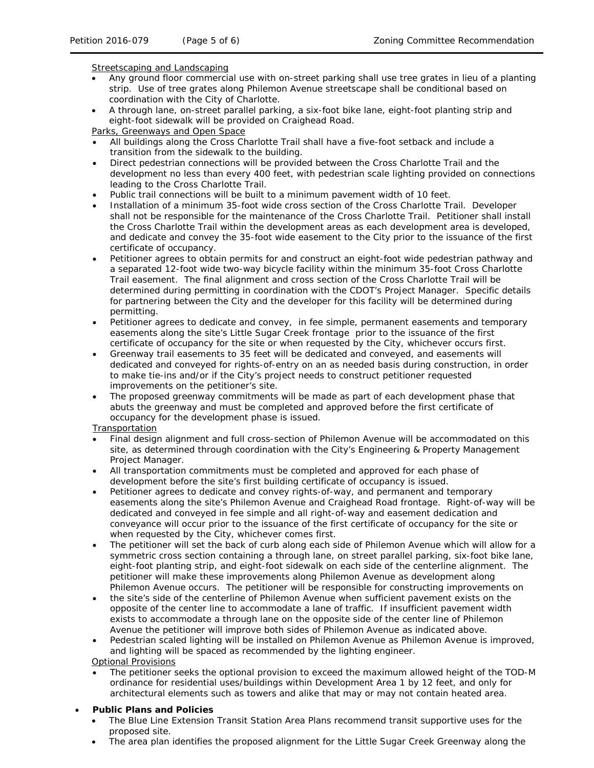Streetscaping and Landscaping

- Any ground floor commercial use with on-street parking shall use tree grates in lieu of a planting strip. Use of tree grates along Philemon Avenue streetscape shall be conditional based on coordination with the City of Charlotte.
- A through lane, on-street parallel parking, a six-foot bike lane, eight-foot planting strip and eight-foot sidewalk will be provided on Craighead Road.

Parks, Greenways and Open Space

- All buildings along the Cross Charlotte Trail shall have a five-foot setback and include a transition from the sidewalk to the building.
- Direct pedestrian connections will be provided between the Cross Charlotte Trail and the development no less than every 400 feet, with pedestrian scale lighting provided on connections leading to the Cross Charlotte Trail.
- Public trail connections will be built to a minimum pavement width of 10 feet.
- Installation of a minimum 35-foot wide cross section of the Cross Charlotte Trail. Developer shall not be responsible for the maintenance of the Cross Charlotte Trail. Petitioner shall install the Cross Charlotte Trail within the development areas as each development area is developed, and dedicate and convey the 35-foot wide easement to the City prior to the issuance of the first certificate of occupancy.
- Petitioner agrees to obtain permits for and construct an eight-foot wide pedestrian pathway and a separated 12-foot wide two-way bicycle facility within the minimum 35-foot Cross Charlotte Trail easement. The final alignment and cross section of the Cross Charlotte Trail will be determined during permitting in coordination with the CDOT's Project Manager. Specific details for partnering between the City and the developer for this facility will be determined during permitting.
- Petitioner agrees to dedicate and convey, in fee simple, permanent easements and temporary easements along the site's Little Sugar Creek frontage prior to the issuance of the first certificate of occupancy for the site or when requested by the City, whichever occurs first.
- Greenway trail easements to 35 feet will be dedicated and conveyed, and easements will dedicated and conveyed for rights-of-entry on an as needed basis during construction, in order to make tie-ins and/or if the City's project needs to construct petitioner requested improvements on the petitioner's site.
- The proposed greenway commitments will be made as part of each development phase that abuts the greenway and must be completed and approved before the first certificate of occupancy for the development phase is issued.

Transportation

- Final design alignment and full cross-section of Philemon Avenue will be accommodated on this site, as determined through coordination with the City's Engineering & Property Management Project Manager.
- All transportation commitments must be completed and approved for each phase of development before the site's first building certificate of occupancy is issued.
- Petitioner agrees to dedicate and convey rights-of-way, and permanent and temporary easements along the site's Philemon Avenue and Craighead Road frontage. Right-of-way will be dedicated and conveyed in fee simple and all right-of-way and easement dedication and conveyance will occur prior to the issuance of the first certificate of occupancy for the site or when requested by the City, whichever comes first.
- The petitioner will set the back of curb along each side of Philemon Avenue which will allow for a symmetric cross section containing a through lane, on street parallel parking, six-foot bike lane, eight-foot planting strip, and eight-foot sidewalk on each side of the centerline alignment. The petitioner will make these improvements along Philemon Avenue as development along Philemon Avenue occurs. The petitioner will be responsible for constructing improvements on
- the site's side of the centerline of Philemon Avenue when sufficient pavement exists on the opposite of the center line to accommodate a lane of traffic. If insufficient pavement width exists to accommodate a through lane on the opposite side of the center line of Philemon Avenue the petitioner will improve both sides of Philemon Avenue as indicated above.
- Pedestrian scaled lighting will be installed on Philemon Avenue as Philemon Avenue is improved, and lighting will be spaced as recommended by the lighting engineer.

Optional Provisions

- The petitioner seeks the optional provision to exceed the maximum allowed height of the TOD-M ordinance for residential uses/buildings within Development Area 1 by 12 feet, and only for architectural elements such as towers and alike that may or may not contain heated area.

- **Public Plans and Policies**
  - The Blue Line Extension Transit Station Area Plans recommend transit supportive uses for the proposed site.
  - The area plan identifies the proposed alignment for the Little Sugar Creek Greenway along the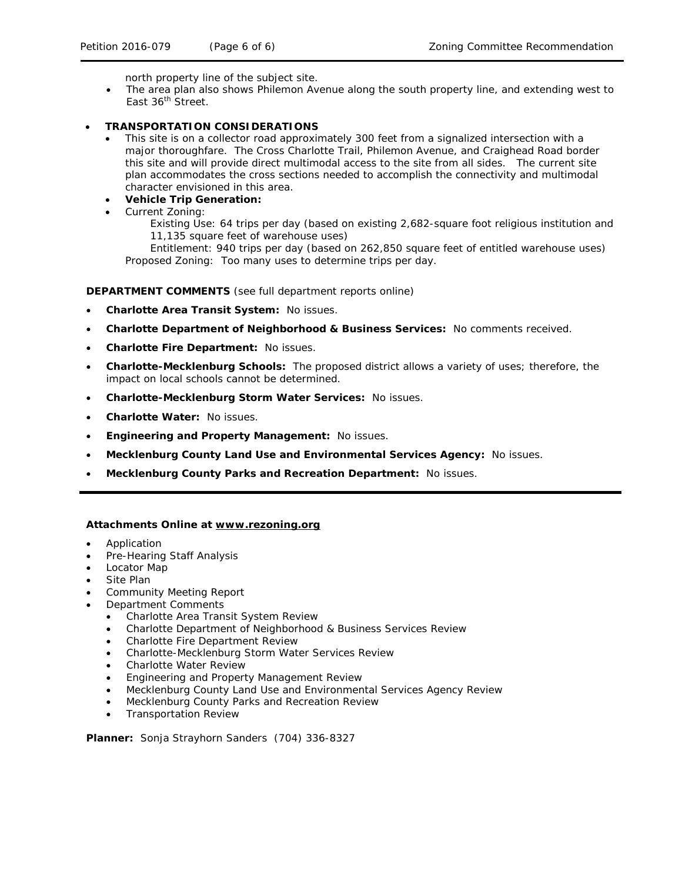north property line of the subject site.

- The area plan also shows Philemon Avenue along the south property line, and extending west to East 36th Street.

- **TRANSPORTATION CONSIDERATIONS**
  - This site is on a collector road approximately 300 feet from a signalized intersection with a major thoroughfare. The Cross Charlotte Trail, Philemon Avenue, and Craighead Road border this site and will provide direct multimodal access to the site from all sides. The current site plan accommodates the cross sections needed to accomplish the connectivity and multimodal character envisioned in this area.
  - **Vehicle Trip Generation:**
  - Current Zoning:

    Existing Use: 64 trips per day (based on existing 2,682-square foot religious institution and 11,135 square feet of warehouse uses)

    Entitlement: 940 trips per day (based on 262,850 square feet of entitled warehouse uses)

    Proposed Zoning: Too many uses to determine trips per day.

**DEPARTMENT COMMENTS** (see full department reports online)

- **Charlotte Area Transit System:** No issues.
- **Charlotte Department of Neighborhood & Business Services:** No comments received.
- **Charlotte Fire Department:** No issues.
- **Charlotte-Mecklenburg Schools:** The proposed district allows a variety of uses; therefore, the impact on local schools cannot be determined.
- **Charlotte-Mecklenburg Storm Water Services:** No issues.
- **Charlotte Water:** No issues.
- **Engineering and Property Management:** No issues.
- **Mecklenburg County Land Use and Environmental Services Agency:** No issues.
- **Mecklenburg County Parks and Recreation Department:** No issues.

**Attachments Online at www.rezoning.org**

- Application
- Pre-Hearing Staff Analysis
- Locator Map
- Site Plan
- Community Meeting Report
- Department Comments
  - Charlotte Area Transit System Review
  - Charlotte Department of Neighborhood & Business Services Review
  - Charlotte Fire Department Review
  - Charlotte-Mecklenburg Storm Water Services Review
  - Charlotte Water Review
  - Engineering and Property Management Review
  - Mecklenburg County Land Use and Environmental Services Agency Review
  - Mecklenburg County Parks and Recreation Review
  - Transportation Review

**Planner:** Sonja Strayhorn Sanders (704) 336-8327